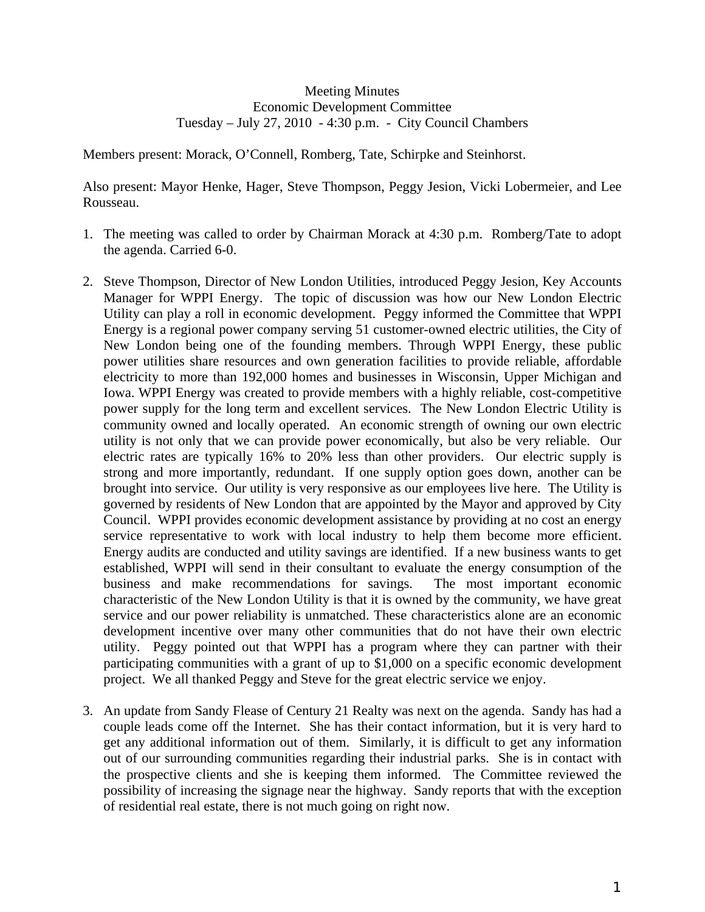Meeting Minutes
Economic Development Committee
Tuesday – July 27, 2010 - 4:30 p.m. - City Council Chambers

Members present: Morack, O'Connell, Romberg, Tate, Schirpke and Steinhorst.

Also present: Mayor Henke, Hager, Steve Thompson, Peggy Jesion, Vicki Lobermeier, and Lee Rousseau.

1. The meeting was called to order by Chairman Morack at 4:30 p.m. Romberg/Tate to adopt the agenda. Carried 6-0.

2. Steve Thompson, Director of New London Utilities, introduced Peggy Jesion, Key Accounts Manager for WPPI Energy. The topic of discussion was how our New London Electric Utility can play a roll in economic development. Peggy informed the Committee that WPPI Energy is a regional power company serving 51 customer-owned electric utilities, the City of New London being one of the founding members. Through WPPI Energy, these public power utilities share resources and own generation facilities to provide reliable, affordable electricity to more than 192,000 homes and businesses in Wisconsin, Upper Michigan and Iowa. WPPI Energy was created to provide members with a highly reliable, cost-competitive power supply for the long term and excellent services. The New London Electric Utility is community owned and locally operated. An economic strength of owning our own electric utility is not only that we can provide power economically, but also be very reliable. Our electric rates are typically 16% to 20% less than other providers. Our electric supply is strong and more importantly, redundant. If one supply option goes down, another can be brought into service. Our utility is very responsive as our employees live here. The Utility is governed by residents of New London that are appointed by the Mayor and approved by City Council. WPPI provides economic development assistance by providing at no cost an energy service representative to work with local industry to help them become more efficient. Energy audits are conducted and utility savings are identified. If a new business wants to get established, WPPI will send in their consultant to evaluate the energy consumption of the business and make recommendations for savings. The most important economic characteristic of the New London Utility is that it is owned by the community, we have great service and our power reliability is unmatched. These characteristics alone are an economic development incentive over many other communities that do not have their own electric utility. Peggy pointed out that WPPI has a program where they can partner with their participating communities with a grant of up to $1,000 on a specific economic development project. We all thanked Peggy and Steve for the great electric service we enjoy.

3. An update from Sandy Flease of Century 21 Realty was next on the agenda. Sandy has had a couple leads come off the Internet. She has their contact information, but it is very hard to get any additional information out of them. Similarly, it is difficult to get any information out of our surrounding communities regarding their industrial parks. She is in contact with the prospective clients and she is keeping them informed. The Committee reviewed the possibility of increasing the signage near the highway. Sandy reports that with the exception of residential real estate, there is not much going on right now.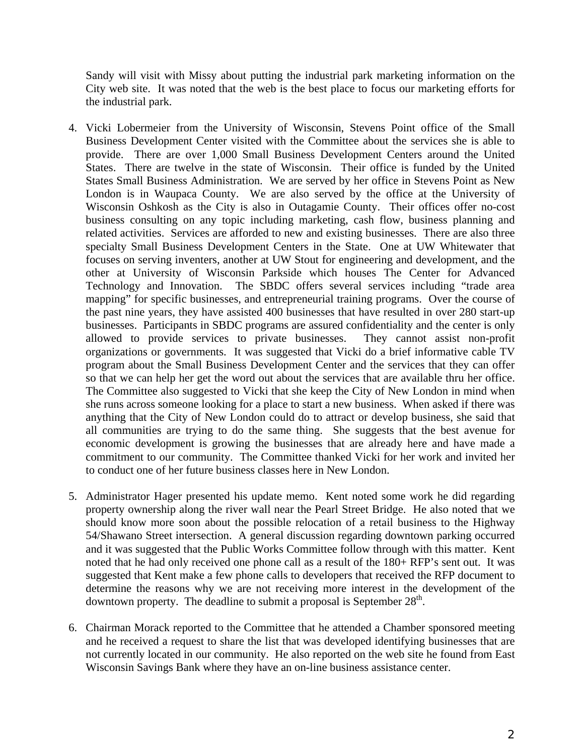Sandy will visit with Missy about putting the industrial park marketing information on the City web site. It was noted that the web is the best place to focus our marketing efforts for the industrial park.

4. Vicki Lobermeier from the University of Wisconsin, Stevens Point office of the Small Business Development Center visited with the Committee about the services she is able to provide. There are over 1,000 Small Business Development Centers around the United States. There are twelve in the state of Wisconsin. Their office is funded by the United States Small Business Administration. We are served by her office in Stevens Point as New London is in Waupaca County. We are also served by the office at the University of Wisconsin Oshkosh as the City is also in Outagamie County. Their offices offer no-cost business consulting on any topic including marketing, cash flow, business planning and related activities. Services are afforded to new and existing businesses. There are also three specialty Small Business Development Centers in the State. One at UW Whitewater that focuses on serving inventers, another at UW Stout for engineering and development, and the other at University of Wisconsin Parkside which houses The Center for Advanced Technology and Innovation. The SBDC offers several services including "trade area mapping" for specific businesses, and entrepreneurial training programs. Over the course of the past nine years, they have assisted 400 businesses that have resulted in over 280 start-up businesses. Participants in SBDC programs are assured confidentiality and the center is only allowed to provide services to private businesses. They cannot assist non-profit organizations or governments. It was suggested that Vicki do a brief informative cable TV program about the Small Business Development Center and the services that they can offer so that we can help her get the word out about the services that are available thru her office. The Committee also suggested to Vicki that she keep the City of New London in mind when she runs across someone looking for a place to start a new business. When asked if there was anything that the City of New London could do to attract or develop business, she said that all communities are trying to do the same thing. She suggests that the best avenue for economic development is growing the businesses that are already here and have made a commitment to our community. The Committee thanked Vicki for her work and invited her to conduct one of her future business classes here in New London.

5. Administrator Hager presented his update memo. Kent noted some work he did regarding property ownership along the river wall near the Pearl Street Bridge. He also noted that we should know more soon about the possible relocation of a retail business to the Highway 54/Shawano Street intersection. A general discussion regarding downtown parking occurred and it was suggested that the Public Works Committee follow through with this matter. Kent noted that he had only received one phone call as a result of the 180+ RFP's sent out. It was suggested that Kent make a few phone calls to developers that received the RFP document to determine the reasons why we are not receiving more interest in the development of the downtown property. The deadline to submit a proposal is September 28th.

6. Chairman Morack reported to the Committee that he attended a Chamber sponsored meeting and he received a request to share the list that was developed identifying businesses that are not currently located in our community. He also reported on the web site he found from East Wisconsin Savings Bank where they have an on-line business assistance center.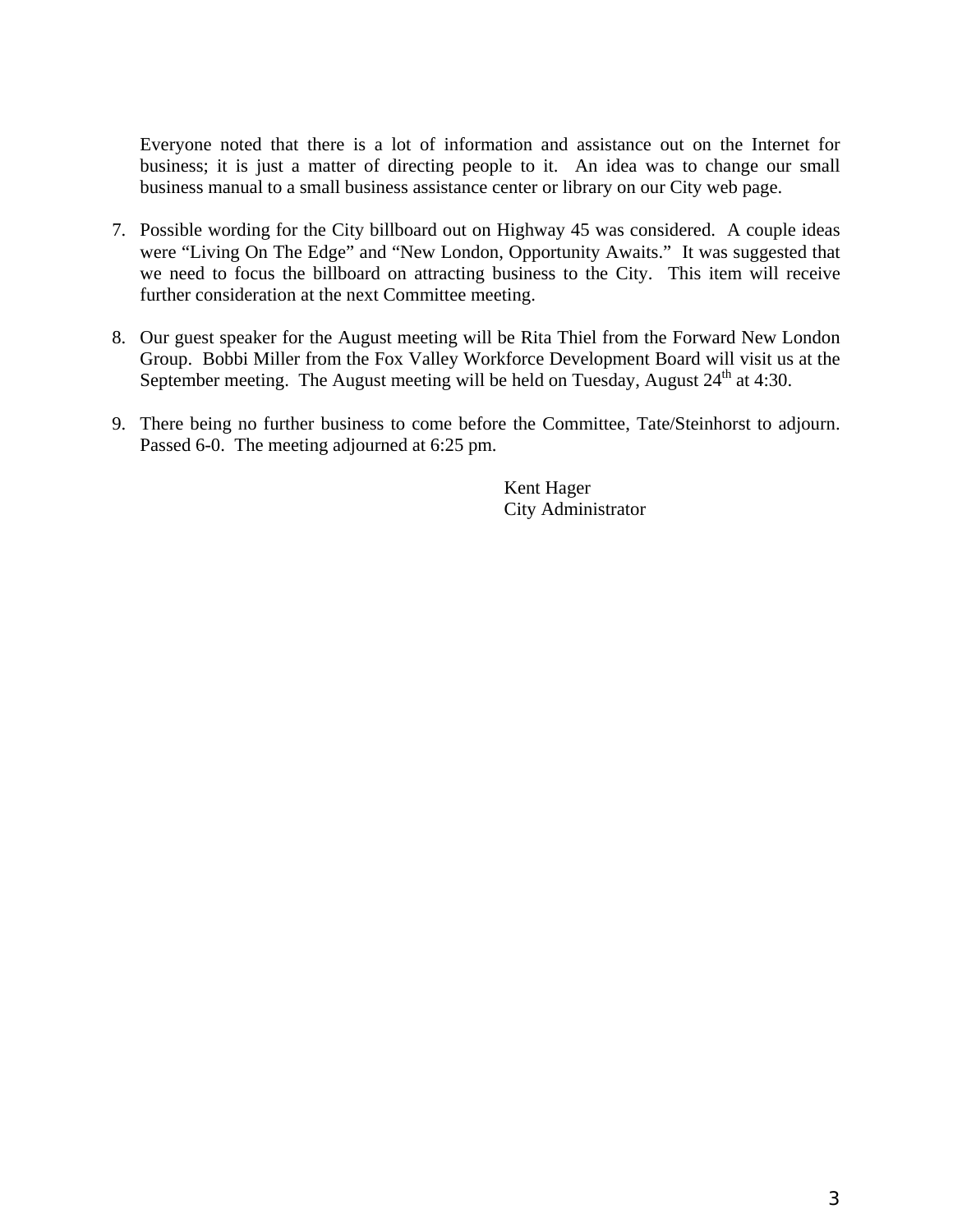Everyone noted that there is a lot of information and assistance out on the Internet for business; it is just a matter of directing people to it. An idea was to change our small business manual to a small business assistance center or library on our City web page.

7. Possible wording for the City billboard out on Highway 45 was considered. A couple ideas were "Living On The Edge" and "New London, Opportunity Awaits." It was suggested that we need to focus the billboard on attracting business to the City. This item will receive further consideration at the next Committee meeting.

8. Our guest speaker for the August meeting will be Rita Thiel from the Forward New London Group. Bobbi Miller from the Fox Valley Workforce Development Board will visit us at the September meeting. The August meeting will be held on Tuesday, August 24th at 4:30.

9. There being no further business to come before the Committee, Tate/Steinhorst to adjourn. Passed 6-0. The meeting adjourned at 6:25 pm.

Kent Hager
City Administrator